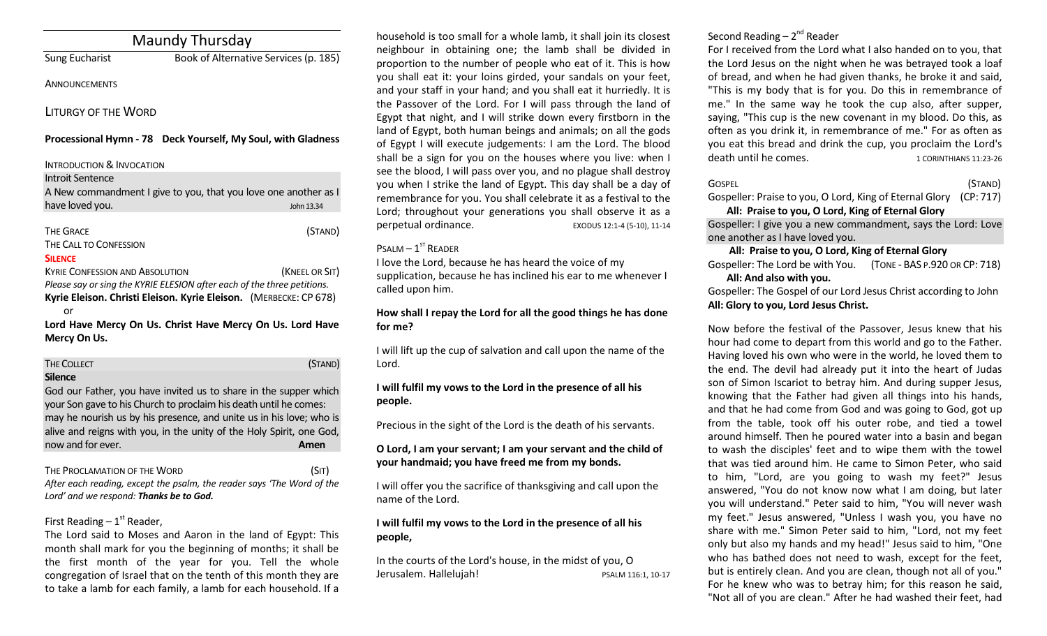# Maundy Thursday

Sung Eucharist — Book of Alternative Services (p. 185)

ANNOUNCEMENTS

## LITURGY OF THE WORD

**Processional Hymn - 78 Deck Yourself, My Soul, with Gladness**

INTRODUCTION & INVOCATION

Introit Sentence

A New commandment I give to you, that you love one another as I have loved you. John 13.34

THE GRACE (STAND)

THE CALL TO CONFESSION

**SILENCE**

KYRIE CONFESSION AND ABSOLUTION (KNEEL OR SIT)

*Please say or sing the KYRIE ELESION after each of the three petitions.*

**Kyrie Eleison. Christi Eleison. Kyrie Eleison.** (MERBECKE: CP 678)

or

**Lord Have Mercy On Us. Christ Have Mercy On Us. Lord Have Mercy On Us.**

THE COLLECT (STAND)

**Silence**

God our Father, you have invited us to share in the supper which your Son gave to his Church to proclaim his death until he comes: may he nourish us by his presence, and unite us in his love; who is alive and reigns with you, in the unity of the Holy Spirit, one God, now and for ever. **Amen**

THE PROCLAMATION OF THE WORD (SIT)

*After each reading, except the psalm, the reader says 'The Word of the Lord' and we respond:* ***Thanks be to God.***

First Reading – 1st Reader,

The Lord said to Moses and Aaron in the land of Egypt: This month shall mark for you the beginning of months; it shall be the first month of the year for you. Tell the whole congregation of Israel that on the tenth of this month they are to take a lamb for each family, a lamb for each household. If a household is too small for a whole lamb, it shall join its closest neighbour in obtaining one; the lamb shall be divided in proportion to the number of people who eat of it. This is how you shall eat it: your loins girded, your sandals on your feet, and your staff in your hand; and you shall eat it hurriedly. It is the Passover of the Lord. For I will pass through the land of Egypt that night, and I will strike down every firstborn in the land of Egypt, both human beings and animals; on all the gods of Egypt I will execute judgements: I am the Lord. The blood shall be a sign for you on the houses where you live: when I see the blood, I will pass over you, and no plague shall destroy you when I strike the land of Egypt. This day shall be a day of remembrance for you. You shall celebrate it as a festival to the Lord; throughout your generations you shall observe it as a perpetual ordinance. EXODUS 12:1-4 (5-10), 11-14

PSALM – 1ST READER

I love the Lord, because he has heard the voice of my supplication, because he has inclined his ear to me whenever I called upon him.

**How shall I repay the Lord for all the good things he has done for me?**

I will lift up the cup of salvation and call upon the name of the Lord.

**I will fulfil my vows to the Lord in the presence of all his people.**

Precious in the sight of the Lord is the death of his servants.

**O Lord, I am your servant; I am your servant and the child of your handmaid; you have freed me from my bonds.**

I will offer you the sacrifice of thanksgiving and call upon the name of the Lord.

**I will fulfil my vows to the Lord in the presence of all his people,**

In the courts of the Lord's house, in the midst of you, O Jerusalem. Hallelujah! PSALM 116:1, 10-17

Second Reading – 2nd Reader

For I received from the Lord what I also handed on to you, that the Lord Jesus on the night when he was betrayed took a loaf of bread, and when he had given thanks, he broke it and said, "This is my body that is for you. Do this in remembrance of me." In the same way he took the cup also, after supper, saying, "This cup is the new covenant in my blood. Do this, as often as you drink it, in remembrance of me." For as often as you eat this bread and drink the cup, you proclaim the Lord's death until he comes. 1 CORINTHIANS 11:23-26

GOSPEL (STAND)

Gospeller: Praise to you, O Lord, King of Eternal Glory (CP: 717)

**All: Praise to you, O Lord, King of Eternal Glory**

Gospeller: I give you a new commandment, says the Lord: Love one another as I have loved you.

**All: Praise to you, O Lord, King of Eternal Glory**

Gospeller: The Lord be with You. (TONE - BAS P.920 OR CP: 718)

**All: And also with you.**

Gospeller: The Gospel of our Lord Jesus Christ according to John

**All: Glory to you, Lord Jesus Christ.**

Now before the festival of the Passover, Jesus knew that his hour had come to depart from this world and go to the Father. Having loved his own who were in the world, he loved them to the end. The devil had already put it into the heart of Judas son of Simon Iscariot to betray him. And during supper Jesus, knowing that the Father had given all things into his hands, and that he had come from God and was going to God, got up from the table, took off his outer robe, and tied a towel around himself. Then he poured water into a basin and began to wash the disciples' feet and to wipe them with the towel that was tied around him. He came to Simon Peter, who said to him, "Lord, are you going to wash my feet?" Jesus answered, "You do not know now what I am doing, but later you will understand." Peter said to him, "You will never wash my feet." Jesus answered, "Unless I wash you, you have no share with me." Simon Peter said to him, "Lord, not my feet only but also my hands and my head!" Jesus said to him, "One who has bathed does not need to wash, except for the feet, but is entirely clean. And you are clean, though not all of you." For he knew who was to betray him; for this reason he said, "Not all of you are clean." After he had washed their feet, had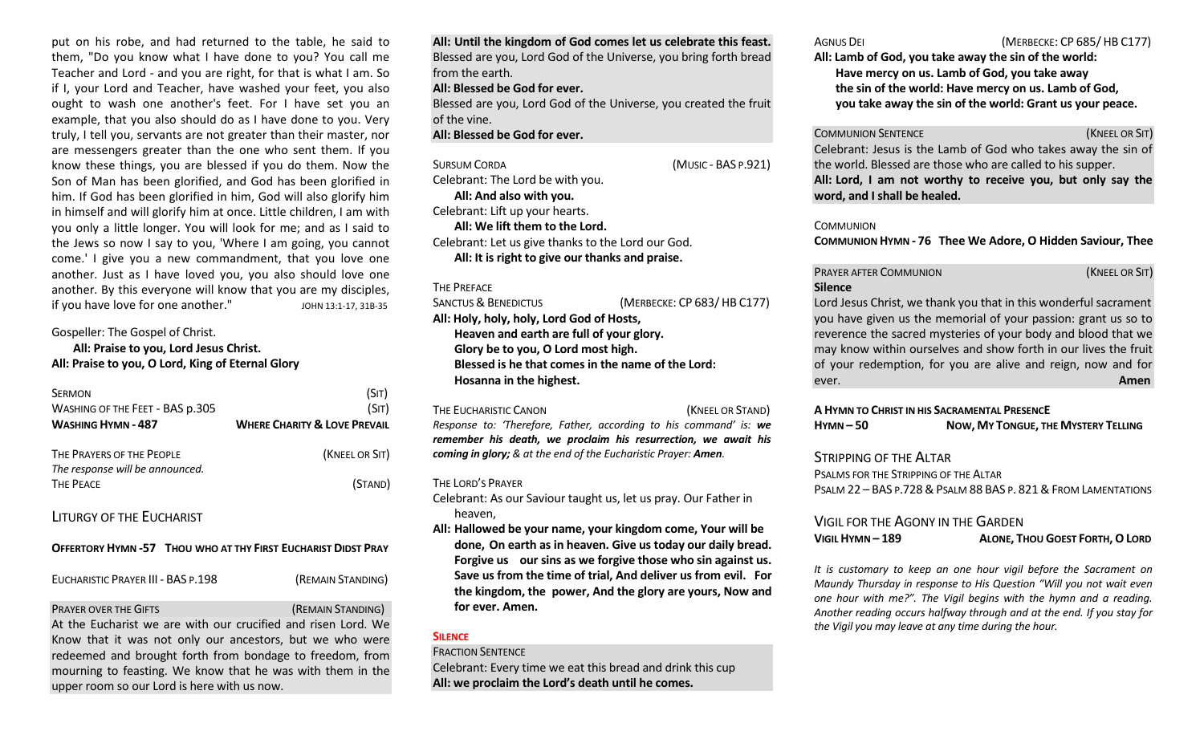put on his robe, and had returned to the table, he said to them, "Do you know what I have done to you? You call me Teacher and Lord - and you are right, for that is what I am. So if I, your Lord and Teacher, have washed your feet, you also ought to wash one another's feet. For I have set you an example, that you also should do as I have done to you. Very truly, I tell you, servants are not greater than their master, nor are messengers greater than the one who sent them. If you know these things, you are blessed if you do them. Now the Son of Man has been glorified, and God has been glorified in him. If God has been glorified in him, God will also glorify him in himself and will glorify him at once. Little children, I am with you only a little longer. You will look for me; and as I said to the Jews so now I say to you, 'Where I am going, you cannot come.' I give you a new commandment, that you love one another. Just as I have loved you, you also should love one another. By this everyone will know that you are my disciples, if you have love for one another." JOHN 13:1-17, 31B-35

Gospeller: The Gospel of Christ.

**All: Praise to you, Lord Jesus Christ.**
**All: Praise to you, O Lord, King of Eternal Glory**

SERMON (SIT)
WASHING OF THE FEET - BAS p.305 (SIT)
**WASHING HYMN - 487** **WHERE CHARITY & LOVE PREVAIL**

THE PRAYERS OF THE PEOPLE (KNEEL OR SIT)
*The response will be announced.*
THE PEACE (STAND)

## LITURGY OF THE EUCHARIST

**OFFERTORY HYMN -57 THOU WHO AT THY FIRST EUCHARIST DIDST PRAY**

EUCHARISTIC PRAYER III - BAS p.198 (REMAIN STANDING)

PRAYER OVER THE GIFTS (REMAIN STANDING)
At the Eucharist we are with our crucified and risen Lord. We Know that it was not only our ancestors, but we who were redeemed and brought forth from bondage to freedom, from mourning to feasting. We know that he was with them in the upper room so our Lord is here with us now.
**All: Until the kingdom of God comes let us celebrate this feast.**
Blessed are you, Lord God of the Universe, you bring forth bread from the earth.
**All: Blessed be God for ever.**
Blessed are you, Lord God of the Universe, you created the fruit of the vine.
**All: Blessed be God for ever.**

SURSUM CORDA (MUSIC - BAS P.921)
Celebrant: The Lord be with you.
**All: And also with you.**
Celebrant: Lift up your hearts.
**All: We lift them to the Lord.**
Celebrant: Let us give thanks to the Lord our God.
**All: It is right to give our thanks and praise.**

THE PREFACE
SANCTUS & BENEDICTUS (MERBECKE: CP 683/ HB C177)
**All: Holy, holy, holy, Lord God of Hosts,**
**Heaven and earth are full of your glory.**
**Glory be to you, O Lord most high.**
**Blessed is he that comes in the name of the Lord:**
**Hosanna in the highest.**

THE EUCHARISTIC CANON (KNEEL OR STAND)
*Response to: 'Therefore, Father, according to his command' is:* ***we remember his death, we proclaim his resurrection, we await his coming in glory;*** *& at the end of the Eucharistic Prayer:* ***Amen****.*

THE LORD'S PRAYER
Celebrant: As our Saviour taught us, let us pray. Our Father in heaven,
**All: Hallowed be your name, your kingdom come, Your will be done, On earth as in heaven. Give us today our daily bread. Forgive us our sins as we forgive those who sin against us. Save us from the time of trial, And deliver us from evil. For the kingdom, the power, And the glory are yours, Now and for ever. Amen.**

**SILENCE**

FRACTION SENTENCE
Celebrant: Every time we eat this bread and drink this cup
**All: we proclaim the Lord's death until he comes.**

AGNUS DEI (MERBECKE: CP 685/ HB C177)
**All: Lamb of God, you take away the sin of the world:**
**Have mercy on us. Lamb of God, you take away**
**the sin of the world: Have mercy on us. Lamb of God,**
**you take away the sin of the world: Grant us your peace.**

COMMUNION SENTENCE (KNEEL OR SIT)
Celebrant: Jesus is the Lamb of God who takes away the sin of the world. Blessed are those who are called to his supper.
**All: Lord, I am not worthy to receive you, but only say the word, and I shall be healed.**

COMMUNION
**COMMUNION HYMN - 76 Thee We Adore, O Hidden Saviour, Thee**

PRAYER AFTER COMMUNION (KNEEL OR SIT)
**Silence**
Lord Jesus Christ, we thank you that in this wonderful sacrament you have given us the memorial of your passion: grant us so to reverence the sacred mysteries of your body and blood that we may know within ourselves and show forth in our lives the fruit of your redemption, for you are alive and reign, now and for ever. **Amen**

**A HYMN TO CHRIST IN HIS SACRAMENTAL PRESENCE**
**HYMN – 50** **NOW, MY TONGUE, THE MYSTERY TELLING**

## STRIPPING OF THE ALTAR

PSALMS FOR THE STRIPPING OF THE ALTAR
PSALM 22 – BAS P.728 & PSALM 88 BAS P. 821 & FROM LAMENTATIONS

## VIGIL FOR THE AGONY IN THE GARDEN

**VIGIL HYMN – 189** **ALONE, THOU GOEST FORTH, O LORD**

*It is customary to keep an one hour vigil before the Sacrament on Maundy Thursday in response to His Question "Will you not wait even one hour with me?". The Vigil begins with the hymn and a reading. Another reading occurs halfway through and at the end. If you stay for the Vigil you may leave at any time during the hour.*